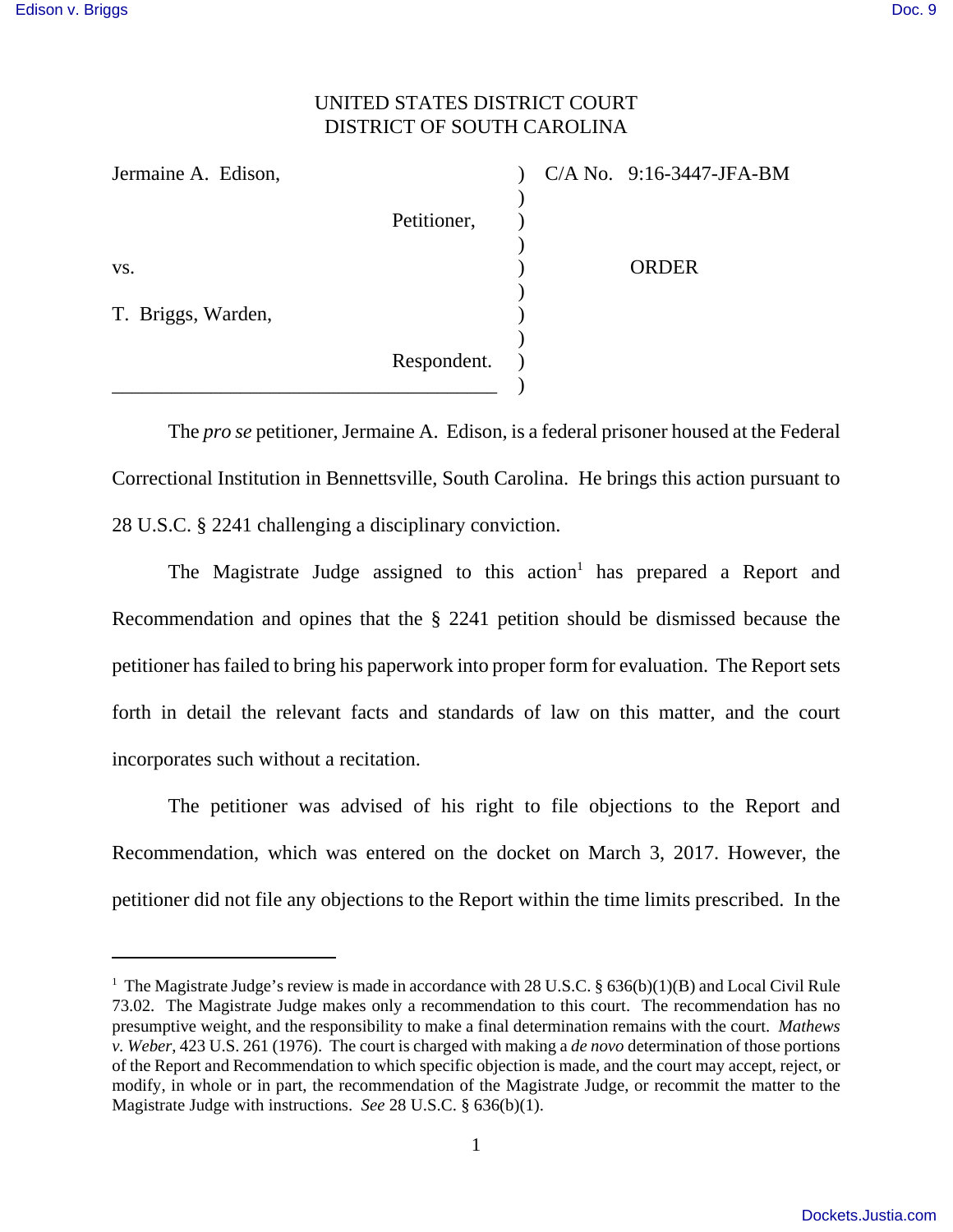UNITED STATES DISTRICT COURT
DISTRICT OF SOUTH CAROLINA

| | | |
|---|---|---|
| Jermaine A. Edison, | ) | C/A No. 9:16-3447-JFA-BM |
| | ) | |
| Petitioner, | ) | |
| | ) | |
| vs. | ) | ORDER |
| | ) | |
| T. Briggs, Warden, | ) | |
| | ) | |
| Respondent. | ) | |
| | ) | |

The *pro se* petitioner, Jermaine A. Edison, is a federal prisoner housed at the Federal Correctional Institution in Bennettsville, South Carolina. He brings this action pursuant to 28 U.S.C. § 2241 challenging a disciplinary conviction.

The Magistrate Judge assigned to this action[1] has prepared a Report and Recommendation and opines that the § 2241 petition should be dismissed because the petitioner has failed to bring his paperwork into proper form for evaluation. The Report sets forth in detail the relevant facts and standards of law on this matter, and the court incorporates such without a recitation.

The petitioner was advised of his right to file objections to the Report and Recommendation, which was entered on the docket on March 3, 2017. However, the petitioner did not file any objections to the Report within the time limits prescribed. In the

---

[1] The Magistrate Judge's review is made in accordance with 28 U.S.C. § 636(b)(1)(B) and Local Civil Rule 73.02. The Magistrate Judge makes only a recommendation to this court. The recommendation has no presumptive weight, and the responsibility to make a final determination remains with the court. *Mathews v. Weber*, 423 U.S. 261 (1976). The court is charged with making a *de novo* determination of those portions of the Report and Recommendation to which specific objection is made, and the court may accept, reject, or modify, in whole or in part, the recommendation of the Magistrate Judge, or recommit the matter to the Magistrate Judge with instructions. *See* 28 U.S.C. § 636(b)(1).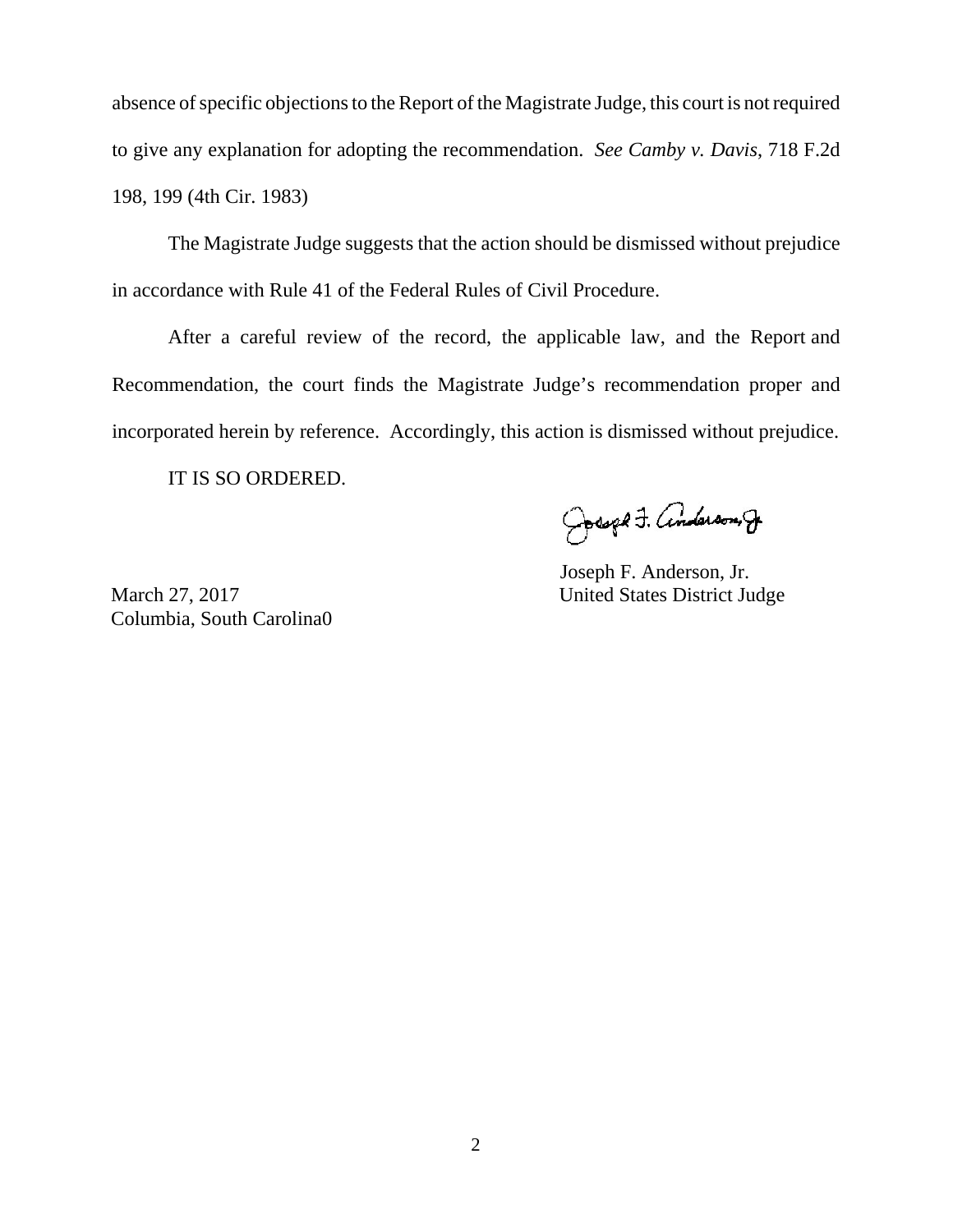absence of specific objections to the Report of the Magistrate Judge, this court is not required to give any explanation for adopting the recommendation. *See Camby v. Davis*, 718 F.2d 198, 199 (4th Cir. 1983)

The Magistrate Judge suggests that the action should be dismissed without prejudice in accordance with Rule 41 of the Federal Rules of Civil Procedure.

After a careful review of the record, the applicable law, and the Report and Recommendation, the court finds the Magistrate Judge's recommendation proper and incorporated herein by reference. Accordingly, this action is dismissed without prejudice.

IT IS SO ORDERED.

Joseph F. Anderson, Jr.
United States District Judge

March 27, 2017
Columbia, South Carolina0